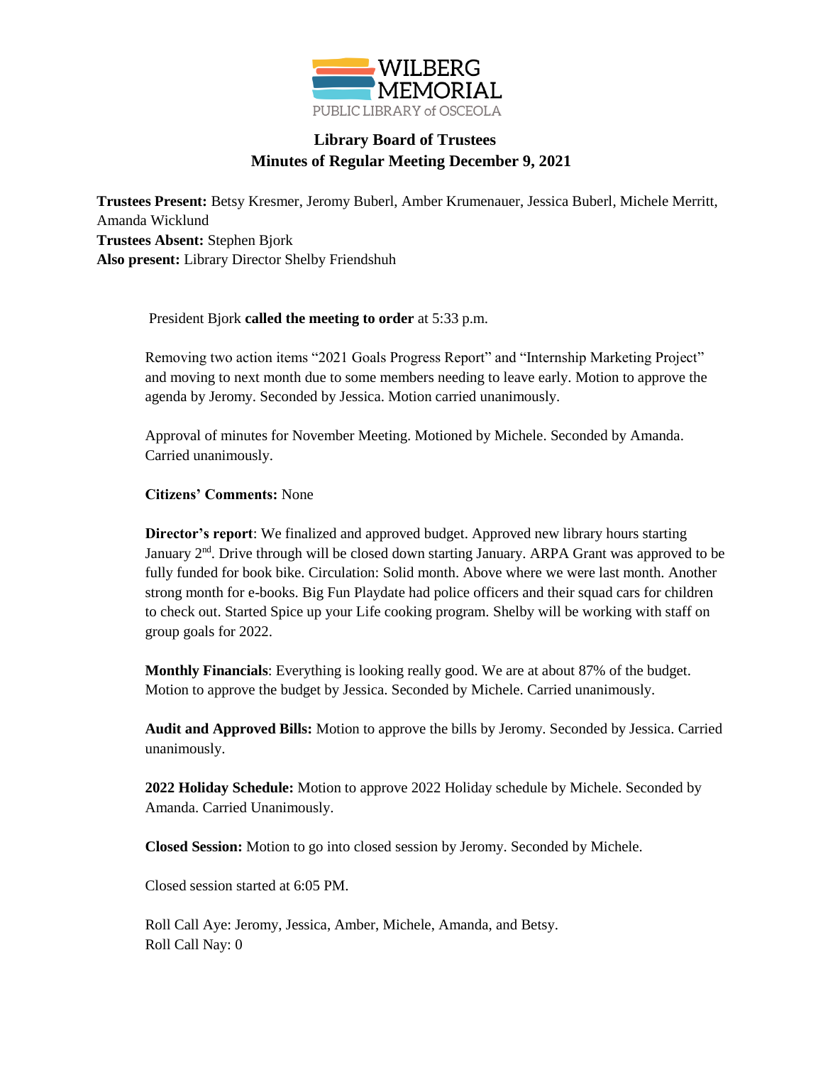# Library Board of Trustees
## Minutes of Regular Meeting December 9, 2021

**Trustees Present:** Betsy Kresmer, Jeromy Buberl, Amber Krumenauer, Jessica Buberl, Michele Merritt, Amanda Wicklund
**Trustees Absent:** Stephen Bjork
**Also present:** Library Director Shelby Friendshuh

President Bjork **called the meeting to order** at 5:33 p.m.

Removing two action items "2021 Goals Progress Report" and "Internship Marketing Project" and moving to next month due to some members needing to leave early. Motion to approve the agenda by Jeromy. Seconded by Jessica. Motion carried unanimously.

Approval of minutes for November Meeting. Motioned by Michele. Seconded by Amanda. Carried unanimously.

**Citizens' Comments:** None

**Director's report**: We finalized and approved budget. Approved new library hours starting January 2nd. Drive through will be closed down starting January. ARPA Grant was approved to be fully funded for book bike. Circulation: Solid month. Above where we were last month. Another strong month for e-books. Big Fun Playdate had police officers and their squad cars for children to check out. Started Spice up your Life cooking program. Shelby will be working with staff on group goals for 2022.

**Monthly Financials**: Everything is looking really good. We are at about 87% of the budget. Motion to approve the budget by Jessica. Seconded by Michele. Carried unanimously.

**Audit and Approved Bills:** Motion to approve the bills by Jeromy. Seconded by Jessica. Carried unanimously.

**2022 Holiday Schedule:** Motion to approve 2022 Holiday schedule by Michele. Seconded by Amanda. Carried Unanimously.

**Closed Session:** Motion to go into closed session by Jeromy. Seconded by Michele.

Closed session started at 6:05 PM.

Roll Call Aye: Jeromy, Jessica, Amber, Michele, Amanda, and Betsy.
Roll Call Nay: 0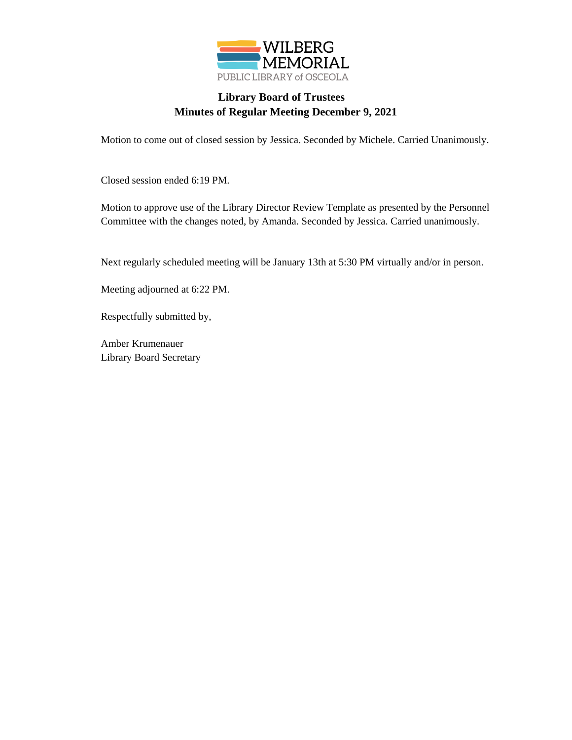WILBERG MEMORIAL
PUBLIC LIBRARY of OSCEOLA

**Library Board of Trustees**
**Minutes of Regular Meeting December 9, 2021**

Motion to come out of closed session by Jessica. Seconded by Michele. Carried Unanimously.

Closed session ended 6:19 PM.

Motion to approve use of the Library Director Review Template as presented by the Personnel Committee with the changes noted, by Amanda. Seconded by Jessica. Carried unanimously.

Next regularly scheduled meeting will be January 13th at 5:30 PM virtually and/or in person.

Meeting adjourned at 6:22 PM.

Respectfully submitted by,

Amber Krumenauer
Library Board Secretary